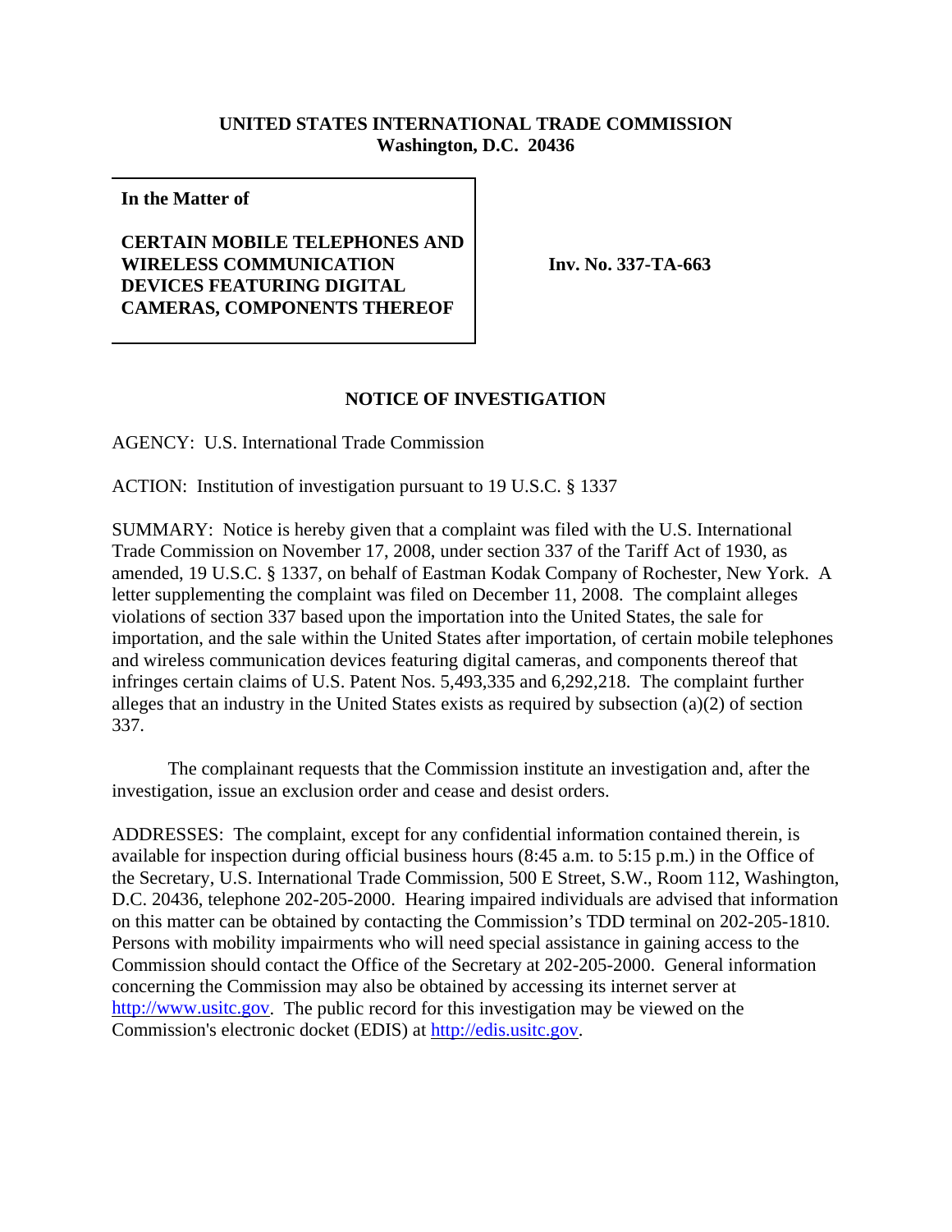**UNITED STATES INTERNATIONAL TRADE COMMISSION**
**Washington, D.C. 20436**

**In the Matter of**

**CERTAIN MOBILE TELEPHONES AND WIRELESS COMMUNICATION DEVICES FEATURING DIGITAL CAMERAS, COMPONENTS THEREOF**

**Inv. No. 337-TA-663**

## NOTICE OF INVESTIGATION

AGENCY: U.S. International Trade Commission

ACTION: Institution of investigation pursuant to 19 U.S.C. § 1337

SUMMARY: Notice is hereby given that a complaint was filed with the U.S. International Trade Commission on November 17, 2008, under section 337 of the Tariff Act of 1930, as amended, 19 U.S.C. § 1337, on behalf of Eastman Kodak Company of Rochester, New York. A letter supplementing the complaint was filed on December 11, 2008. The complaint alleges violations of section 337 based upon the importation into the United States, the sale for importation, and the sale within the United States after importation, of certain mobile telephones and wireless communication devices featuring digital cameras, and components thereof that infringes certain claims of U.S. Patent Nos. 5,493,335 and 6,292,218. The complaint further alleges that an industry in the United States exists as required by subsection (a)(2) of section 337.

The complainant requests that the Commission institute an investigation and, after the investigation, issue an exclusion order and cease and desist orders.

ADDRESSES: The complaint, except for any confidential information contained therein, is available for inspection during official business hours (8:45 a.m. to 5:15 p.m.) in the Office of the Secretary, U.S. International Trade Commission, 500 E Street, S.W., Room 112, Washington, D.C. 20436, telephone 202-205-2000. Hearing impaired individuals are advised that information on this matter can be obtained by contacting the Commission's TDD terminal on 202-205-1810. Persons with mobility impairments who will need special assistance in gaining access to the Commission should contact the Office of the Secretary at 202-205-2000. General information concerning the Commission may also be obtained by accessing its internet server at http://www.usitc.gov. The public record for this investigation may be viewed on the Commission's electronic docket (EDIS) at http://edis.usitc.gov.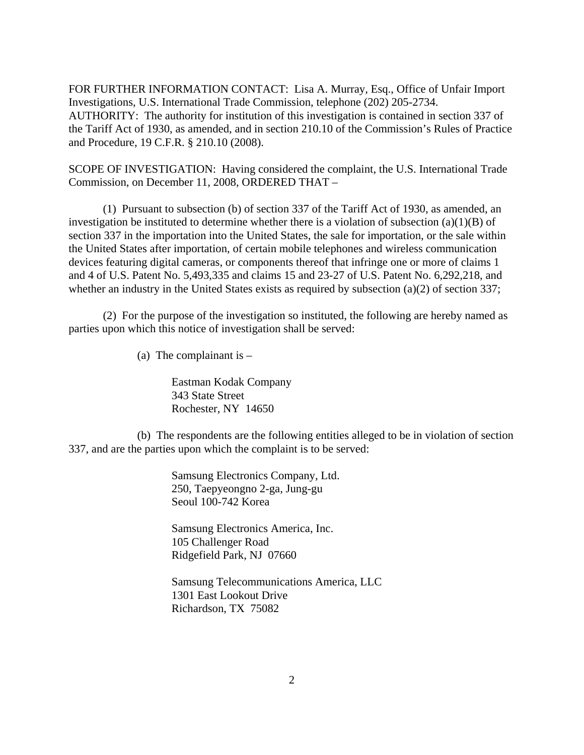FOR FURTHER INFORMATION CONTACT: Lisa A. Murray, Esq., Office of Unfair Import Investigations, U.S. International Trade Commission, telephone (202) 205-2734.
AUTHORITY: The authority for institution of this investigation is contained in section 337 of the Tariff Act of 1930, as amended, and in section 210.10 of the Commission's Rules of Practice and Procedure, 19 C.F.R. § 210.10 (2008).

SCOPE OF INVESTIGATION: Having considered the complaint, the U.S. International Trade Commission, on December 11, 2008, ORDERED THAT –

(1) Pursuant to subsection (b) of section 337 of the Tariff Act of 1930, as amended, an investigation be instituted to determine whether there is a violation of subsection (a)(1)(B) of section 337 in the importation into the United States, the sale for importation, or the sale within the United States after importation, of certain mobile telephones and wireless communication devices featuring digital cameras, or components thereof that infringe one or more of claims 1 and 4 of U.S. Patent No. 5,493,335 and claims 15 and 23-27 of U.S. Patent No. 6,292,218, and whether an industry in the United States exists as required by subsection (a)(2) of section 337;

(2) For the purpose of the investigation so instituted, the following are hereby named as parties upon which this notice of investigation shall be served:

(a) The complainant is –

Eastman Kodak Company
343 State Street
Rochester, NY 14650

(b) The respondents are the following entities alleged to be in violation of section 337, and are the parties upon which the complaint is to be served:

Samsung Electronics Company, Ltd.
250, Taepyeongno 2-ga, Jung-gu
Seoul 100-742 Korea

Samsung Electronics America, Inc.
105 Challenger Road
Ridgefield Park, NJ 07660

Samsung Telecommunications America, LLC
1301 East Lookout Drive
Richardson, TX 75082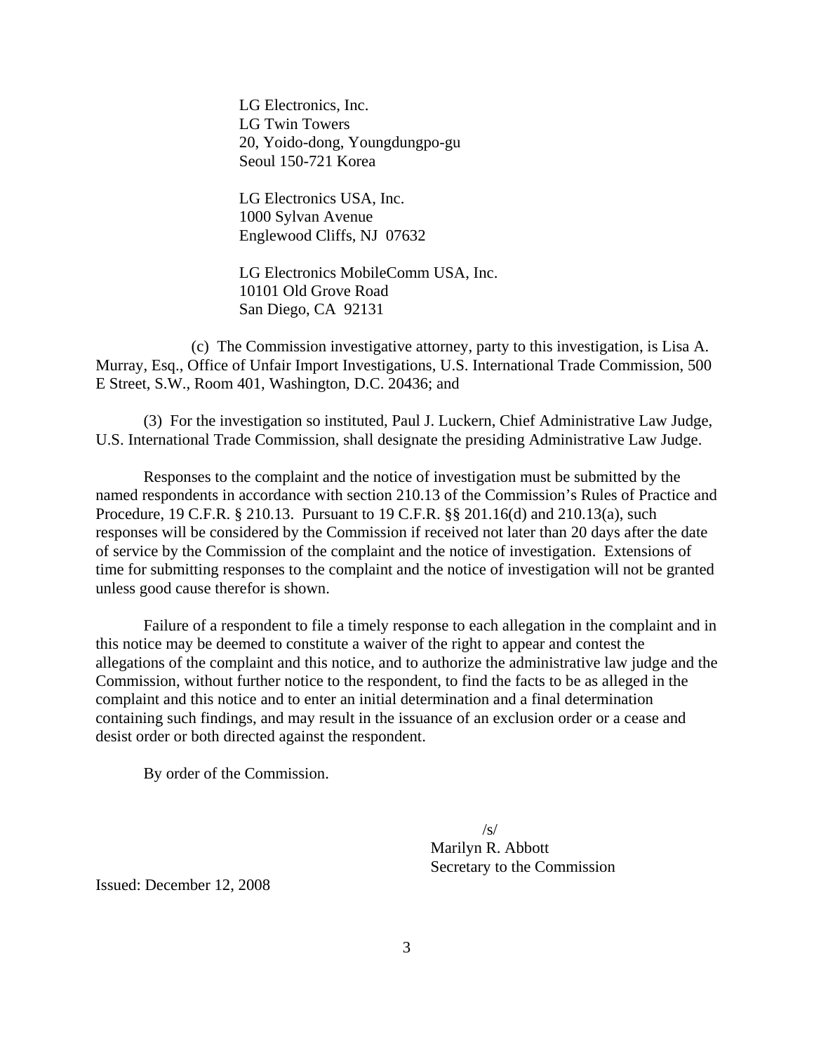LG Electronics, Inc.
LG Twin Towers
20, Yoido-dong, Youngdungpo-gu
Seoul 150-721 Korea

LG Electronics USA, Inc.
1000 Sylvan Avenue
Englewood Cliffs, NJ 07632

LG Electronics MobileComm USA, Inc.
10101 Old Grove Road
San Diego, CA 92131

(c) The Commission investigative attorney, party to this investigation, is Lisa A. Murray, Esq., Office of Unfair Import Investigations, U.S. International Trade Commission, 500 E Street, S.W., Room 401, Washington, D.C. 20436; and

(3) For the investigation so instituted, Paul J. Luckern, Chief Administrative Law Judge, U.S. International Trade Commission, shall designate the presiding Administrative Law Judge.

Responses to the complaint and the notice of investigation must be submitted by the named respondents in accordance with section 210.13 of the Commission's Rules of Practice and Procedure, 19 C.F.R. § 210.13. Pursuant to 19 C.F.R. §§ 201.16(d) and 210.13(a), such responses will be considered by the Commission if received not later than 20 days after the date of service by the Commission of the complaint and the notice of investigation. Extensions of time for submitting responses to the complaint and the notice of investigation will not be granted unless good cause therefor is shown.

Failure of a respondent to file a timely response to each allegation in the complaint and in this notice may be deemed to constitute a waiver of the right to appear and contest the allegations of the complaint and this notice, and to authorize the administrative law judge and the Commission, without further notice to the respondent, to find the facts to be as alleged in the complaint and this notice and to enter an initial determination and a final determination containing such findings, and may result in the issuance of an exclusion order or a cease and desist order or both directed against the respondent.

By order of the Commission.

/s/
Marilyn R. Abbott
Secretary to the Commission

Issued: December 12, 2008